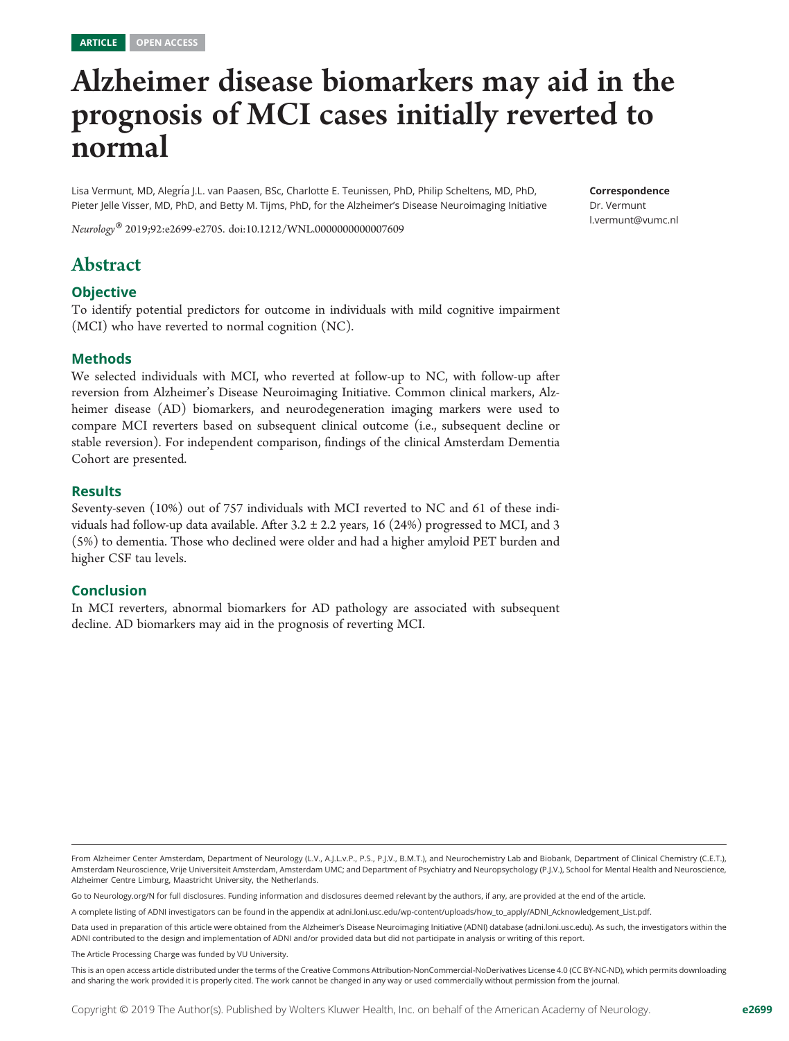ARTICLE OPEN ACCESS

# Alzheimer disease biomarkers may aid in the prognosis of MCI cases initially reverted to normal

Lisa Vermunt, MD, Alegría J.L. van Paasen, BSc, Charlotte E. Teunissen, PhD, Philip Scheltens, MD, PhD, Pieter Jelle Visser, MD, PhD, and Betty M. Tijms, PhD, for the Alzheimer's Disease Neuroimaging Initiative

*Neurology*® 2019;92:e2699-e2705. doi:10.1212/WNL.0000000000007609

**Correspondence**
Dr. Vermunt
l.vermunt@vumc.nl

## Abstract

### Objective

To identify potential predictors for outcome in individuals with mild cognitive impairment (MCI) who have reverted to normal cognition (NC).

### Methods

We selected individuals with MCI, who reverted at follow-up to NC, with follow-up after reversion from Alzheimer's Disease Neuroimaging Initiative. Common clinical markers, Alzheimer disease (AD) biomarkers, and neurodegeneration imaging markers were used to compare MCI reverters based on subsequent clinical outcome (i.e., subsequent decline or stable reversion). For independent comparison, findings of the clinical Amsterdam Dementia Cohort are presented.

### Results

Seventy-seven (10%) out of 757 individuals with MCI reverted to NC and 61 of these individuals had follow-up data available. After 3.2 ± 2.2 years, 16 (24%) progressed to MCI, and 3 (5%) to dementia. Those who declined were older and had a higher amyloid PET burden and higher CSF tau levels.

### Conclusion

In MCI reverters, abnormal biomarkers for AD pathology are associated with subsequent decline. AD biomarkers may aid in the prognosis of reverting MCI.

From Alzheimer Center Amsterdam, Department of Neurology (L.V., A.J.L.v.P., P.S., P.J.V., B.M.T.), and Neurochemistry Lab and Biobank, Department of Clinical Chemistry (C.E.T.), Amsterdam Neuroscience, Vrije Universiteit Amsterdam, Amsterdam UMC; and Department of Psychiatry and Neuropsychology (P.J.V.), School for Mental Health and Neuroscience, Alzheimer Centre Limburg, Maastricht University, the Netherlands.

Go to Neurology.org/N for full disclosures. Funding information and disclosures deemed relevant by the authors, if any, are provided at the end of the article.

A complete listing of ADNI investigators can be found in the appendix at adni.loni.usc.edu/wp-content/uploads/how_to_apply/ADNI_Acknowledgement_List.pdf.

Data used in preparation of this article were obtained from the Alzheimer's Disease Neuroimaging Initiative (ADNI) database (adni.loni.usc.edu). As such, the investigators within the ADNI contributed to the design and implementation of ADNI and/or provided data but did not participate in analysis or writing of this report.

The Article Processing Charge was funded by VU University.

This is an open access article distributed under the terms of the Creative Commons Attribution-NonCommercial-NoDerivatives License 4.0 (CC BY-NC-ND), which permits downloading and sharing the work provided it is properly cited. The work cannot be changed in any way or used commercially without permission from the journal.

Copyright © 2019 The Author(s). Published by Wolters Kluwer Health, Inc. on behalf of the American Academy of Neurology.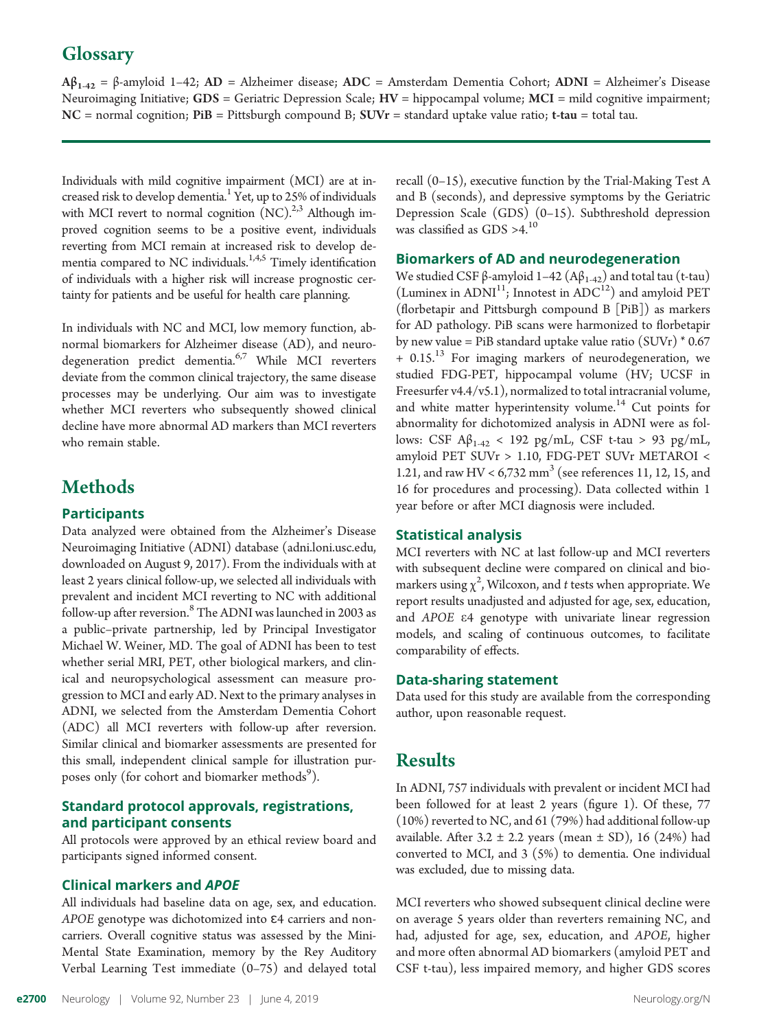## Glossary

**$A\beta_{1-42}$** = β-amyloid 1–42; **AD** = Alzheimer disease; **ADC** = Amsterdam Dementia Cohort; **ADNI** = Alzheimer's Disease Neuroimaging Initiative; **GDS** = Geriatric Depression Scale; **HV** = hippocampal volume; **MCI** = mild cognitive impairment; **NC** = normal cognition; **PiB** = Pittsburgh compound B; **SUVr** = standard uptake value ratio; **t-tau** = total tau.

Individuals with mild cognitive impairment (MCI) are at increased risk to develop dementia.[1] Yet, up to 25% of individuals with MCI revert to normal cognition (NC).[2,3] Although improved cognition seems to be a positive event, individuals reverting from MCI remain at increased risk to develop dementia compared to NC individuals.[1,4,5] Timely identification of individuals with a higher risk will increase prognostic certainty for patients and be useful for health care planning.

In individuals with NC and MCI, low memory function, abnormal biomarkers for Alzheimer disease (AD), and neurodegeneration predict dementia.[6,7] While MCI reverters deviate from the common clinical trajectory, the same disease processes may be underlying. Our aim was to investigate whether MCI reverters who subsequently showed clinical decline have more abnormal AD markers than MCI reverters who remain stable.

# Methods

### Participants

Data analyzed were obtained from the Alzheimer's Disease Neuroimaging Initiative (ADNI) database (adni.loni.usc.edu, downloaded on August 9, 2017). From the individuals with at least 2 years clinical follow-up, we selected all individuals with prevalent and incident MCI reverting to NC with additional follow-up after reversion.[8] The ADNI was launched in 2003 as a public–private partnership, led by Principal Investigator Michael W. Weiner, MD. The goal of ADNI has been to test whether serial MRI, PET, other biological markers, and clinical and neuropsychological assessment can measure progression to MCI and early AD. Next to the primary analyses in ADNI, we selected from the Amsterdam Dementia Cohort (ADC) all MCI reverters with follow-up after reversion. Similar clinical and biomarker assessments are presented for this small, independent clinical sample for illustration purposes only (for cohort and biomarker methods[9]).

### Standard protocol approvals, registrations, and participant consents

All protocols were approved by an ethical review board and participants signed informed consent.

### Clinical markers and *APOE*

All individuals had baseline data on age, sex, and education. *APOE* genotype was dichotomized into ε4 carriers and noncarriers. Overall cognitive status was assessed by the Mini-Mental State Examination, memory by the Rey Auditory Verbal Learning Test immediate (0–75) and delayed total recall (0–15), executive function by the Trial-Making Test A and B (seconds), and depressive symptoms by the Geriatric Depression Scale (GDS) (0–15). Subthreshold depression was classified as GDS >4.[10]

### Biomarkers of AD and neurodegeneration

We studied CSF β-amyloid 1–42 ($A\beta_{1-42}$) and total tau (t-tau) (Luminex in ADNI[11]; Innotest in ADC[12]) and amyloid PET (florbetapir and Pittsburgh compound B [PiB]) as markers for AD pathology. PiB scans were harmonized to florbetapir by new value = PiB standard uptake value ratio (SUVr) * 0.67 + 0.15.[13] For imaging markers of neurodegeneration, we studied FDG-PET, hippocampal volume (HV; UCSF in Freesurfer v4.4/v5.1), normalized to total intracranial volume, and white matter hyperintensity volume.[14] Cut points for abnormality for dichotomized analysis in ADNI were as follows: CSF $A\beta_{1-42}$ < 192 pg/mL, CSF t-tau > 93 pg/mL, amyloid PET SUVr > 1.10, FDG-PET SUVr METAROI < 1.21, and raw HV < 6,732 $mm^3$ (see references 11, 12, 15, and 16 for procedures and processing). Data collected within 1 year before or after MCI diagnosis were included.

### Statistical analysis

MCI reverters with NC at last follow-up and MCI reverters with subsequent decline were compared on clinical and biomarkers using $\chi^2$, Wilcoxon, and *t* tests when appropriate. We report results unadjusted and adjusted for age, sex, education, and *APOE* ε4 genotype with univariate linear regression models, and scaling of continuous outcomes, to facilitate comparability of effects.

### Data-sharing statement

Data used for this study are available from the corresponding author, upon reasonable request.

# Results

In ADNI, 757 individuals with prevalent or incident MCI had been followed for at least 2 years (figure 1). Of these, 77 (10%) reverted to NC, and 61 (79%) had additional follow-up available. After 3.2 ± 2.2 years (mean ± SD), 16 (24%) had converted to MCI, and 3 (5%) to dementia. One individual was excluded, due to missing data.

MCI reverters who showed subsequent clinical decline were on average 5 years older than reverters remaining NC, and had, adjusted for age, sex, education, and *APOE*, higher and more often abnormal AD biomarkers (amyloid PET and CSF t-tau), less impaired memory, and higher GDS scores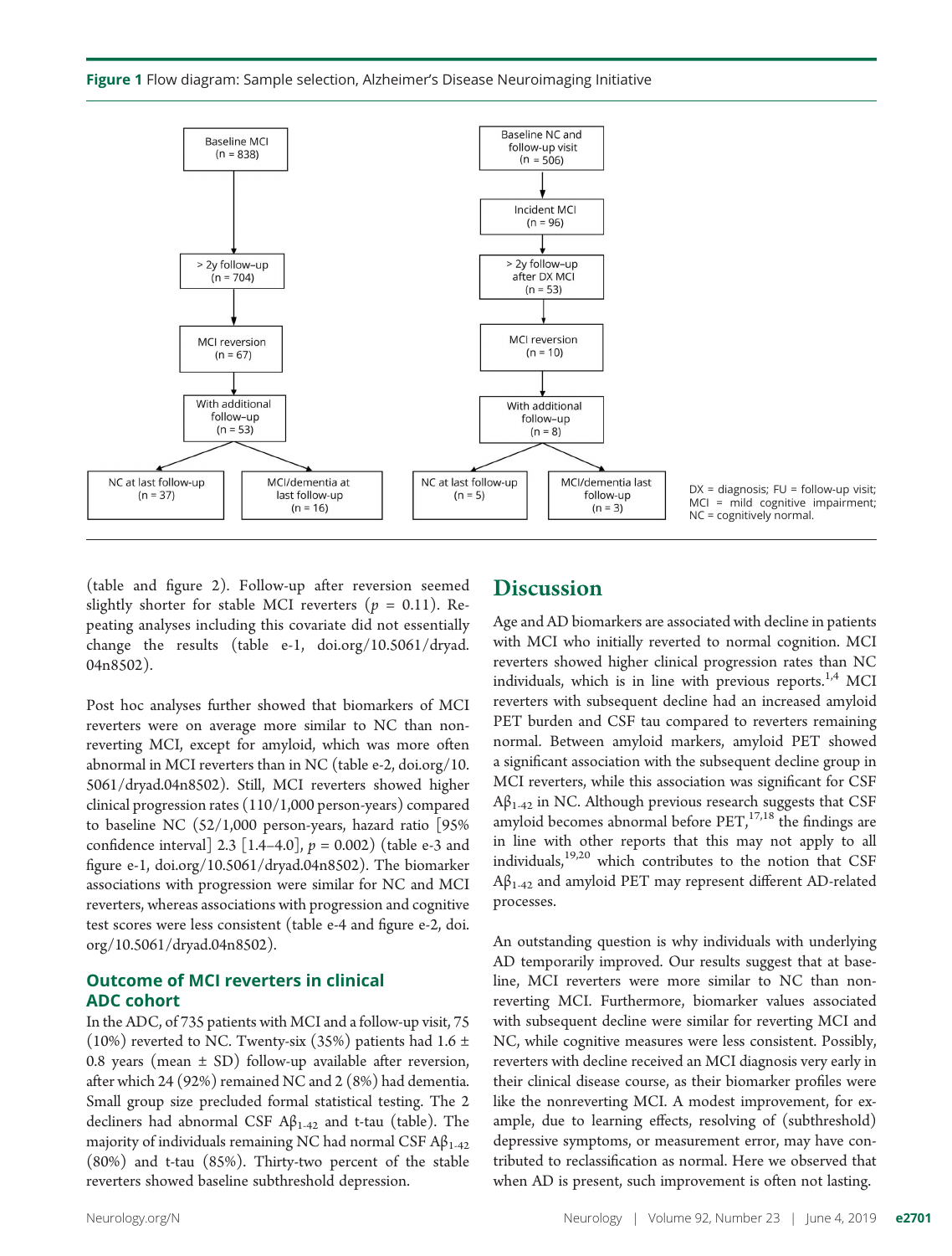**Figure 1** Flow diagram: Sample selection, Alzheimer's Disease Neuroimaging Initiative

Baseline MCI (n = 838) → > 2y follow-up (n = 704) → MCI reversion (n = 67) → With additional follow-up (n = 53) → NC at last follow-up (n = 37); MCI/dementia at last follow-up (n = 16)

Baseline NC and follow-up visit (n = 506) → Incident MCI (n = 96) → > 2y follow-up after DX MCI (n = 53) → MCI reversion (n = 10) → With additional follow-up (n = 8) → NC at last follow-up (n = 5); MCI/dementia last follow-up (n = 3)

DX = diagnosis; FU = follow-up visit; MCI = mild cognitive impairment; NC = cognitively normal.

(table and figure 2). Follow-up after reversion seemed slightly shorter for stable MCI reverters ($p$ = 0.11). Repeating analyses including this covariate did not essentially change the results (table e-1, doi.org/10.5061/dryad.04n8502).

Post hoc analyses further showed that biomarkers of MCI reverters were on average more similar to NC than non-reverting MCI, except for amyloid, which was more often abnormal in MCI reverters than in NC (table e-2, doi.org/10.5061/dryad.04n8502). Still, MCI reverters showed higher clinical progression rates (110/1,000 person-years) compared to baseline NC (52/1,000 person-years, hazard ratio [95% confidence interval] 2.3 [1.4–4.0], $p$ = 0.002) (table e-3 and figure e-1, doi.org/10.5061/dryad.04n8502). The biomarker associations with progression were similar for NC and MCI reverters, whereas associations with progression and cognitive test scores were less consistent (table e-4 and figure e-2, doi.org/10.5061/dryad.04n8502).

### Outcome of MCI reverters in clinical ADC cohort

In the ADC, of 735 patients with MCI and a follow-up visit, 75 (10%) reverted to NC. Twenty-six (35%) patients had 1.6 ± 0.8 years (mean ± SD) follow-up available after reversion, after which 24 (92%) remained NC and 2 (8%) had dementia. Small group size precluded formal statistical testing. The 2 decliners had abnormal CSF $A\beta_{1\text{-}42}$ and t-tau (table). The majority of individuals remaining NC had normal CSF $A\beta_{1\text{-}42}$ (80%) and t-tau (85%). Thirty-two percent of the stable reverters showed baseline subthreshold depression.

## Discussion

Age and AD biomarkers are associated with decline in patients with MCI who initially reverted to normal cognition. MCI reverters showed higher clinical progression rates than NC individuals, which is in line with previous reports.[1,4] MCI reverters with subsequent decline had an increased amyloid PET burden and CSF tau compared to reverters remaining normal. Between amyloid markers, amyloid PET showed a significant association with the subsequent decline group in MCI reverters, while this association was significant for CSF $A\beta_{1\text{-}42}$ in NC. Although previous research suggests that CSF amyloid becomes abnormal before PET,[17,18] the findings are in line with other reports that this may not apply to all individuals,[19,20] which contributes to the notion that CSF $A\beta_{1\text{-}42}$ and amyloid PET may represent different AD-related processes.

An outstanding question is why individuals with underlying AD temporarily improved. Our results suggest that at baseline, MCI reverters were more similar to NC than non-reverting MCI. Furthermore, biomarker values associated with subsequent decline were similar for reverting MCI and NC, while cognitive measures were less consistent. Possibly, reverters with decline received an MCI diagnosis very early in their clinical disease course, as their biomarker profiles were like the nonreverting MCI. A modest improvement, for example, due to learning effects, resolving of (subthreshold) depressive symptoms, or measurement error, may have contributed to reclassification as normal. Here we observed that when AD is present, such improvement is often not lasting.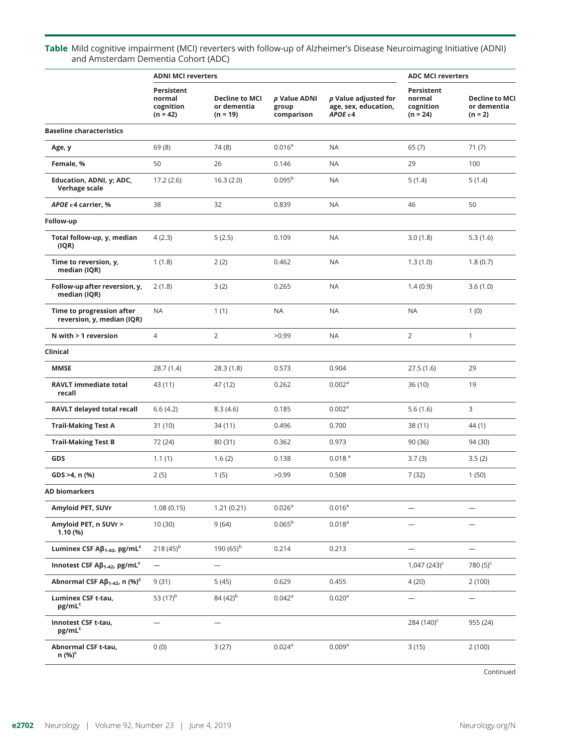**Table** Mild cognitive impairment (MCI) reverters with follow-up of Alzheimer's Disease Neuroimaging Initiative (ADNI) and Amsterdam Dementia Cohort (ADC)

| | ADNI MCI reverters | | | | ADC MCI reverters | |
|---|---|---|---|---|---|---|
| | Persistent normal cognition (n = 42) | Decline to MCI or dementia (n = 19) | p Value ADNI group comparison | p Value adjusted for age, sex, education, *APOE* ε4 | Persistent normal cognition (n = 24) | Decline to MCI or dementia (n = 2) |
| **Baseline characteristics** | | | | | | |
| Age, y | 69 (8) | 74 (8) | 0.016[a] | NA | 65 (7) | 71 (7) |
| Female, % | 50 | 26 | 0.146 | NA | 29 | 100 |
| Education, ADNI, y; ADC, Verhage scale | 17.2 (2.6) | 16.3 (2.0) | 0.095[b] | NA | 5 (1.4) | 5 (1.4) |
| *APOE* ε4 carrier, % | 38 | 32 | 0.839 | NA | 46 | 50 |
| **Follow-up** | | | | | | |
| Total follow-up, y, median (IQR) | 4 (2.3) | 5 (2.5) | 0.109 | NA | 3.0 (1.8) | 5.3 (1.6) |
| Time to reversion, y, median (IQR) | 1 (1.8) | 2 (2) | 0.462 | NA | 1.3 (1.0) | 1.8 (0.7) |
| Follow-up after reversion, y, median (IQR) | 2 (1.8) | 3 (2) | 0.265 | NA | 1.4 (0.9) | 3.6 (1.0) |
| Time to progression after reversion, y, median (IQR) | NA | 1 (1) | NA | NA | NA | 1 (0) |
| N with > 1 reversion | 4 | 2 | >0.99 | NA | 2 | 1 |
| **Clinical** | | | | | | |
| MMSE | 28.7 (1.4) | 28.3 (1.8) | 0.573 | 0.904 | 27.5 (1.6) | 29 |
| RAVLT immediate total recall | 43 (11) | 47 (12) | 0.262 | 0.002[a] | 36 (10) | 19 |
| RAVLT delayed total recall | 6.6 (4.2) | 8.3 (4.6) | 0.185 | 0.002[a] | 5.6 (1.6) | 3 |
| Trail-Making Test A | 31 (10) | 34 (11) | 0.496 | 0.700 | 38 (11) | 44 (1) |
| Trail-Making Test B | 72 (24) | 80 (31) | 0.362 | 0.973 | 90 (36) | 94 (30) |
| GDS | 1.1 (1) | 1.6 (2) | 0.138 | 0.018[a] | 3.7 (3) | 3.5 (2) |
| GDS >4, n (%) | 2 (5) | 1 (5) | >0.99 | 0.508 | 7 (32) | 1 (50) |
| **AD biomarkers** | | | | | | |
| Amyloid PET, SUVr | 1.08 (0.15) | 1.21 (0.21) | 0.026[a] | 0.016[a] | — | — |
| Amyloid PET, n SUVr > 1.10 (%) | 10 (30) | 9 (64) | 0.065[b] | 0.018[a] | — | — |
| Luminex CSF $A\beta_{1\text{-}42}$, pg/mL[c] | 218 (45)[b] | 190 (65)[b] | 0.214 | 0.213 | — | — |
| Innotest CSF $A\beta_{1\text{-}42}$, pg/mL[c] | — | — | | | 1,047 (243)[c] | 780 (5)[c] |
| Abnormal CSF $A\beta_{1\text{-}42}$, n (%)[c] | 9 (31) | 5 (45) | 0.629 | 0.455 | 4 (20) | 2 (100) |
| Luminex CSF t-tau, pg/mL[c] | 53 (17)[b] | 84 (42)[b] | 0.042[a] | 0.020[a] | — | — |
| Innotest CSF t-tau, pg/mL[c] | — | — | | | 284 (140)[c] | 955 (24) |
| Abnormal CSF t-tau, n (%)[c] | 0 (0) | 3 (27) | 0.024[a] | 0.009[a] | 3 (15) | 2 (100) |

Continued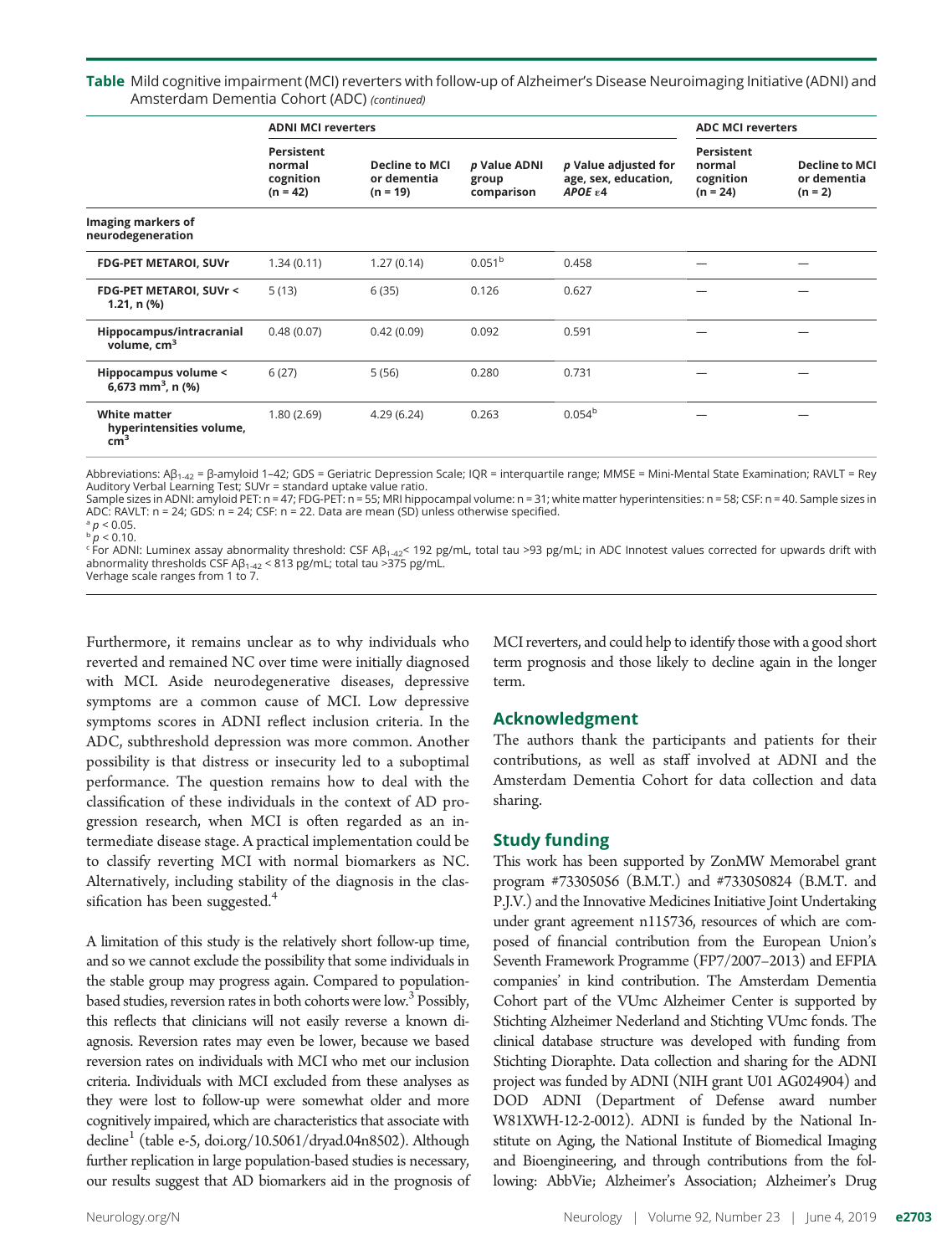**Table** Mild cognitive impairment (MCI) reverters with follow-up of Alzheimer's Disease Neuroimaging Initiative (ADNI) and Amsterdam Dementia Cohort (ADC) *(continued)*

| | ADNI MCI reverters | | | | ADC MCI reverters | |
|---|---|---|---|---|---|---|
| | Persistent normal cognition (n = 42) | Decline to MCI or dementia (n = 19) | p Value ADNI group comparison | p Value adjusted for age, sex, education, *APOE* ε4 | Persistent normal cognition (n = 24) | Decline to MCI or dementia (n = 2) |
| **Imaging markers of neurodegeneration** | | | | | | |
| **FDG-PET METAROI, SUVr** | 1.34 (0.11) | 1.27 (0.14) | 0.051[b] | 0.458 | — | — |
| **FDG-PET METAROI, SUVr < 1.21, n (%)** | 5 (13) | 6 (35) | 0.126 | 0.627 | — | — |
| **Hippocampus/intracranial volume, $cm^3$** | 0.48 (0.07) | 0.42 (0.09) | 0.092 | 0.591 | — | — |
| **Hippocampus volume < 6,673 $mm^3$, n (%)** | 6 (27) | 5 (56) | 0.280 | 0.731 | — | — |
| **White matter hyperintensities volume, $cm^3$** | 1.80 (2.69) | 4.29 (6.24) | 0.263 | 0.054[b] | — | — |

Abbreviations: $A\beta_{1-42}$ = β-amyloid 1–42; GDS = Geriatric Depression Scale; IQR = interquartile range; MMSE = Mini-Mental State Examination; RAVLT = Rey Auditory Verbal Learning Test; SUVr = standard uptake value ratio.
Sample sizes in ADNI: amyloid PET: n = 47; FDG-PET: n = 55; MRI hippocampal volume: n = 31; white matter hyperintensities: n = 58; CSF: n = 40. Sample sizes in ADC: RAVLT: n = 24; GDS: n = 24; CSF: n = 22. Data are mean (SD) unless otherwise specified.
[a] $p < 0.05$.
[b] $p < 0.10$.
[c] For ADNI: Luminex assay abnormality threshold: CSF $A\beta_{1-42}$< 192 pg/mL, total tau >93 pg/mL; in ADC Innotest values corrected for upwards drift with abnormality thresholds CSF $A\beta_{1-42}$ < 813 pg/mL; total tau >375 pg/mL.
Verhage scale ranges from 1 to 7.

Furthermore, it remains unclear as to why individuals who reverted and remained NC over time were initially diagnosed with MCI. Aside neurodegenerative diseases, depressive symptoms are a common cause of MCI. Low depressive symptoms scores in ADNI reflect inclusion criteria. In the ADC, subthreshold depression was more common. Another possibility is that distress or insecurity led to a suboptimal performance. The question remains how to deal with the classification of these individuals in the context of AD progression research, when MCI is often regarded as an intermediate disease stage. A practical implementation could be to classify reverting MCI with normal biomarkers as NC. Alternatively, including stability of the diagnosis in the classification has been suggested.[4]

A limitation of this study is the relatively short follow-up time, and so we cannot exclude the possibility that some individuals in the stable group may progress again. Compared to population-based studies, reversion rates in both cohorts were low.[3] Possibly, this reflects that clinicians will not easily reverse a known diagnosis. Reversion rates may even be lower, because we based reversion rates on individuals with MCI who met our inclusion criteria. Individuals with MCI excluded from these analyses as they were lost to follow-up were somewhat older and more cognitively impaired, which are characteristics that associate with decline[1] (table e-5, doi.org/10.5061/dryad.04n8502). Although further replication in large population-based studies is necessary, our results suggest that AD biomarkers aid in the prognosis of MCI reverters, and could help to identify those with a good short term prognosis and those likely to decline again in the longer term.

## Acknowledgment

The authors thank the participants and patients for their contributions, as well as staff involved at ADNI and the Amsterdam Dementia Cohort for data collection and data sharing.

## Study funding

This work has been supported by ZonMW Memorabel grant program #73305056 (B.M.T.) and #733050824 (B.M.T. and P.J.V.) and the Innovative Medicines Initiative Joint Undertaking under grant agreement n115736, resources of which are composed of financial contribution from the European Union's Seventh Framework Programme (FP7/2007–2013) and EFPIA companies' in kind contribution. The Amsterdam Dementia Cohort part of the VUmc Alzheimer Center is supported by Stichting Alzheimer Nederland and Stichting VUmc fonds. The clinical database structure was developed with funding from Stichting Dioraphte. Data collection and sharing for the ADNI project was funded by ADNI (NIH grant U01 AG024904) and DOD ADNI (Department of Defense award number W81XWH-12-2-0012). ADNI is funded by the National Institute on Aging, the National Institute of Biomedical Imaging and Bioengineering, and through contributions from the following: AbbVie; Alzheimer's Association; Alzheimer's Drug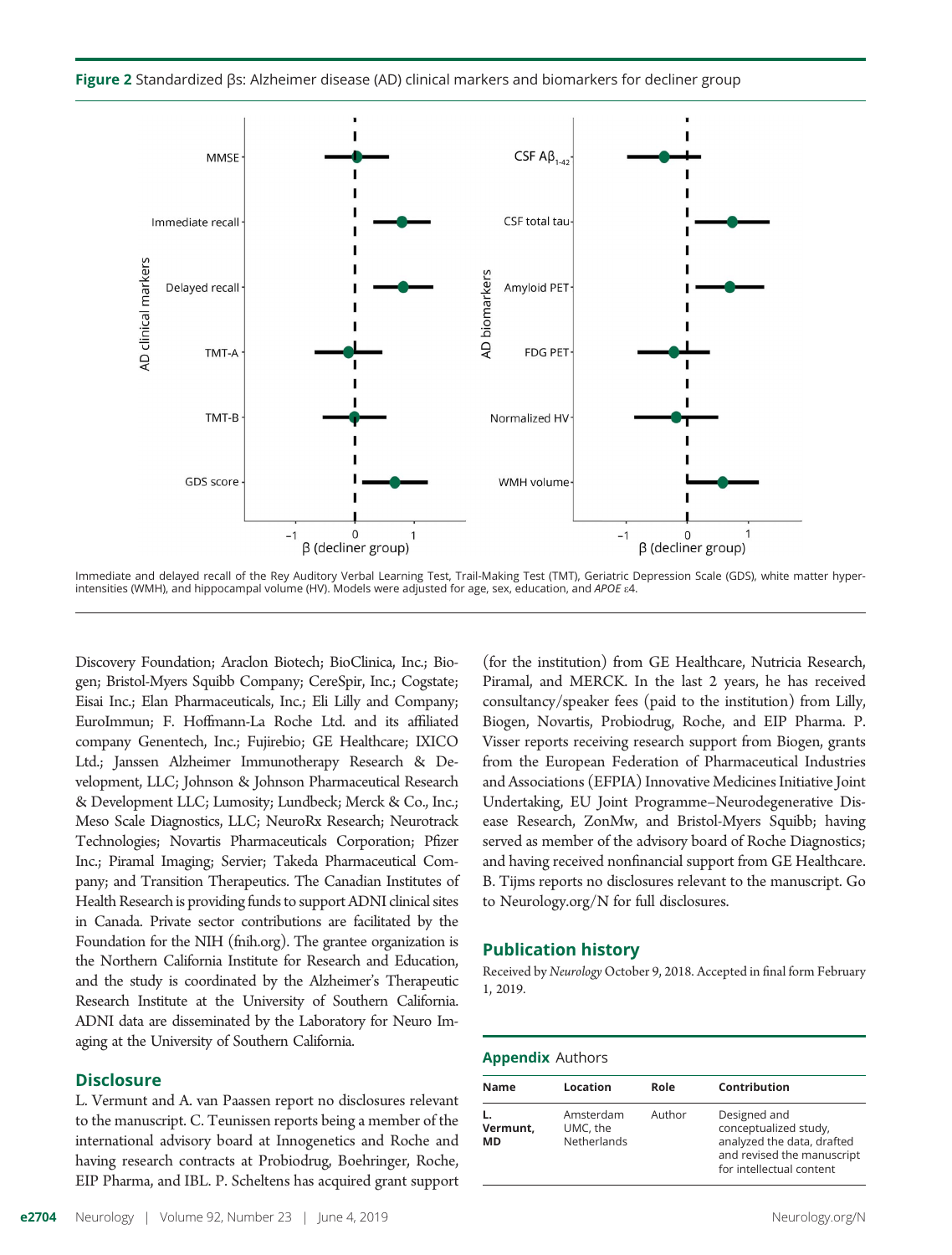**Figure 2** Standardized βs: Alzheimer disease (AD) clinical markers and biomarkers for decliner group

Immediate and delayed recall of the Rey Auditory Verbal Learning Test, Trail-Making Test (TMT), Geriatric Depression Scale (GDS), white matter hyperintensities (WMH), and hippocampal volume (HV). Models were adjusted for age, sex, education, and *APOE* ε4.

Discovery Foundation; Araclon Biotech; BioClinica, Inc.; Biogen; Bristol-Myers Squibb Company; CereSpir, Inc.; Cogstate; Eisai Inc.; Elan Pharmaceuticals, Inc.; Eli Lilly and Company; EuroImmun; F. Hoffmann-La Roche Ltd. and its affiliated company Genentech, Inc.; Fujirebio; GE Healthcare; IXICO Ltd.; Janssen Alzheimer Immunotherapy Research & Development, LLC; Johnson & Johnson Pharmaceutical Research & Development LLC; Lumosity; Lundbeck; Merck & Co., Inc.; Meso Scale Diagnostics, LLC; NeuroRx Research; Neurotrack Technologies; Novartis Pharmaceuticals Corporation; Pfizer Inc.; Piramal Imaging; Servier; Takeda Pharmaceutical Company; and Transition Therapeutics. The Canadian Institutes of Health Research is providing funds to support ADNI clinical sites in Canada. Private sector contributions are facilitated by the Foundation for the NIH (fnih.org). The grantee organization is the Northern California Institute for Research and Education, and the study is coordinated by the Alzheimer's Therapeutic Research Institute at the University of Southern California. ADNI data are disseminated by the Laboratory for Neuro Imaging at the University of Southern California.

## Disclosure

L. Vermunt and A. van Paassen report no disclosures relevant to the manuscript. C. Teunissen reports being a member of the international advisory board at Innogenetics and Roche and having research contracts at Probiodrug, Boehringer, Roche, EIP Pharma, and IBL. P. Scheltens has acquired grant support (for the institution) from GE Healthcare, Nutricia Research, Piramal, and MERCK. In the last 2 years, he has received consultancy/speaker fees (paid to the institution) from Lilly, Biogen, Novartis, Probiodrug, Roche, and EIP Pharma. P. Visser reports receiving research support from Biogen, grants from the European Federation of Pharmaceutical Industries and Associations (EFPIA) Innovative Medicines Initiative Joint Undertaking, EU Joint Programme–Neurodegenerative Disease Research, ZonMw, and Bristol-Myers Squibb; having served as member of the advisory board of Roche Diagnostics; and having received nonfinancial support from GE Healthcare. B. Tijms reports no disclosures relevant to the manuscript. Go to Neurology.org/N for full disclosures.

## Publication history

Received by *Neurology* October 9, 2018. Accepted in final form February 1, 2019.

## Appendix Authors

| Name | Location | Role | Contribution |
|---|---|---|---|
| **L. Vermunt, MD** | Amsterdam UMC, the Netherlands | Author | Designed and conceptualized study, analyzed the data, drafted and revised the manuscript for intellectual content |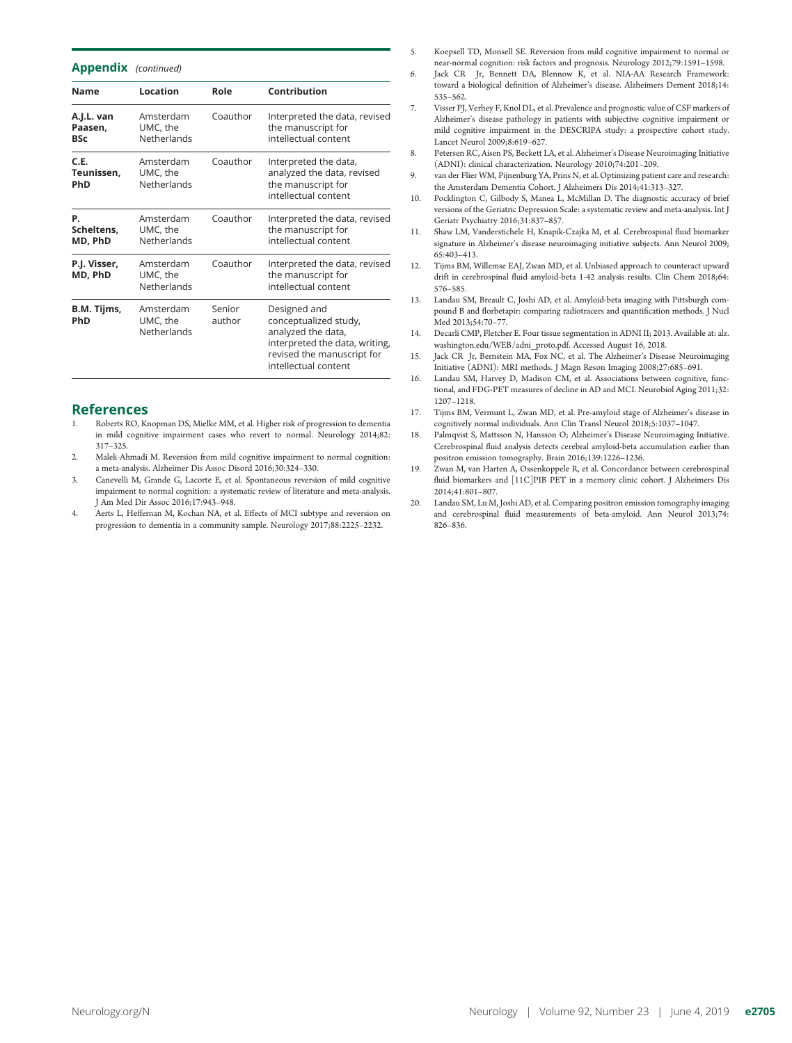## Appendix *(continued)*

| Name | Location | Role | Contribution |
| --- | --- | --- | --- |
| **A.J.L. van Paasen, BSc** | Amsterdam UMC, the Netherlands | Coauthor | Interpreted the data, revised the manuscript for intellectual content |
| **C.E. Teunissen, PhD** | Amsterdam UMC, the Netherlands | Coauthor | Interpreted the data, analyzed the data, revised the manuscript for intellectual content |
| **P. Scheltens, MD, PhD** | Amsterdam UMC, the Netherlands | Coauthor | Interpreted the data, revised the manuscript for intellectual content |
| **P.J. Visser, MD, PhD** | Amsterdam UMC, the Netherlands | Coauthor | Interpreted the data, revised the manuscript for intellectual content |
| **B.M. Tijms, PhD** | Amsterdam UMC, the Netherlands | Senior author | Designed and conceptualized study, analyzed the data, interpreted the data, writing, revised the manuscript for intellectual content |

## References

1. Roberts RO, Knopman DS, Mielke MM, et al. Higher risk of progression to dementia in mild cognitive impairment cases who revert to normal. Neurology 2014;82: 317–325.
2. Malek-Ahmadi M. Reversion from mild cognitive impairment to normal cognition: a meta-analysis. Alzheimer Dis Assoc Disord 2016;30:324–330.
3. Canevelli M, Grande G, Lacorte E, et al. Spontaneous reversion of mild cognitive impairment to normal cognition: a systematic review of literature and meta-analysis. J Am Med Dir Assoc 2016;17:943–948.
4. Aerts L, Heffernan M, Kochan NA, et al. Effects of MCI subtype and reversion on progression to dementia in a community sample. Neurology 2017;88:2225–2232.
5. Koepsell TD, Monsell SE. Reversion from mild cognitive impairment to normal or near-normal cognition: risk factors and prognosis. Neurology 2012;79:1591–1598.
6. Jack CR Jr, Bennett DA, Blennow K, et al. NIA-AA Research Framework: toward a biological definition of Alzheimer's disease. Alzheimers Dement 2018;14: 535–562.
7. Visser PJ, Verhey F, Knol DL, et al. Prevalence and prognostic value of CSF markers of Alzheimer's disease pathology in patients with subjective cognitive impairment or mild cognitive impairment in the DESCRIPA study: a prospective cohort study. Lancet Neurol 2009;8:619–627.
8. Petersen RC, Aisen PS, Beckett LA, et al. Alzheimer's Disease Neuroimaging Initiative (ADNI): clinical characterization. Neurology 2010;74:201–209.
9. van der Flier WM, Pijnenburg YA, Prins N, et al. Optimizing patient care and research: the Amsterdam Dementia Cohort. J Alzheimers Dis 2014;41:313–327.
10. Pocklington C, Gilbody S, Manea L, McMillan D. The diagnostic accuracy of brief versions of the Geriatric Depression Scale: a systematic review and meta-analysis. Int J Geriatr Psychiatry 2016;31:837–857.
11. Shaw LM, Vanderstichele H, Knapik-Czajka M, et al. Cerebrospinal fluid biomarker signature in Alzheimer's disease neuroimaging initiative subjects. Ann Neurol 2009; 65:403–413.
12. Tijms BM, Willemse EAJ, Zwan MD, et al. Unbiased approach to counteract upward drift in cerebrospinal fluid amyloid-beta 1-42 analysis results. Clin Chem 2018;64: 576–585.
13. Landau SM, Breault C, Joshi AD, et al. Amyloid-beta imaging with Pittsburgh compound B and florbetapir: comparing radiotracers and quantification methods. J Nucl Med 2013;54:70–77.
14. Decarli CMP, Fletcher E. Four tissue segmentation in ADNI II; 2013. Available at: alz.washington.edu/WEB/adni_proto.pdf. Accessed August 16, 2018.
15. Jack CR Jr, Bernstein MA, Fox NC, et al. The Alzheimer's Disease Neuroimaging Initiative (ADNI): MRI methods. J Magn Reson Imaging 2008;27:685–691.
16. Landau SM, Harvey D, Madison CM, et al. Associations between cognitive, functional, and FDG-PET measures of decline in AD and MCI. Neurobiol Aging 2011;32: 1207–1218.
17. Tijms BM, Vermunt L, Zwan MD, et al. Pre-amyloid stage of Alzheimer's disease in cognitively normal individuals. Ann Clin Transl Neurol 2018;5:1037–1047.
18. Palmqvist S, Mattsson N, Hansson O; Alzheimer's Disease Neuroimaging Initiative. Cerebrospinal fluid analysis detects cerebral amyloid-beta accumulation earlier than positron emission tomography. Brain 2016;139:1226–1236.
19. Zwan M, van Harten A, Ossenkoppele R, et al. Concordance between cerebrospinal fluid biomarkers and [11C]PIB PET in a memory clinic cohort. J Alzheimers Dis 2014;41:801–807.
20. Landau SM, Lu M, Joshi AD, et al. Comparing positron emission tomography imaging and cerebrospinal fluid measurements of beta-amyloid. Ann Neurol 2013;74: 826–836.